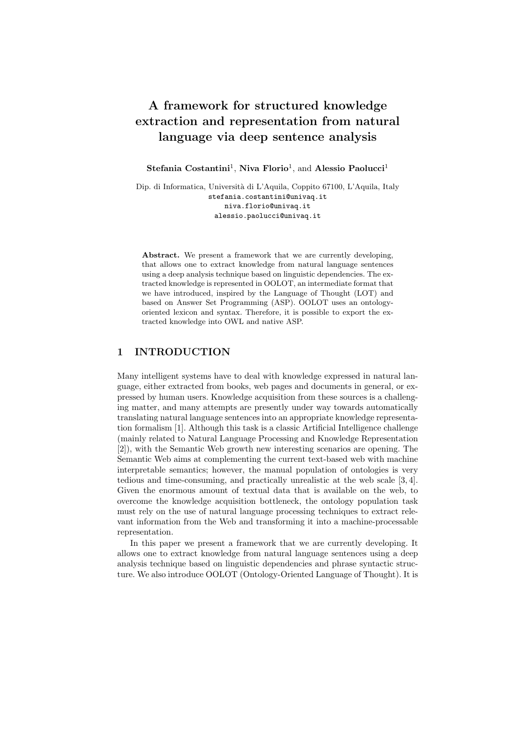# A framework for structured knowledge extraction and representation from natural language via deep sentence analysis

**Stefania Costantini**[1], **Niva Florio**[1], and **Alessio Paolucci**[1]

Dip. di Informatica, Università di L'Aquila, Coppito 67100, L'Aquila, Italy
stefania.costantini@univaq.it
niva.florio@univaq.it
alessio.paolucci@univaq.it

**Abstract.** We present a framework that we are currently developing, that allows one to extract knowledge from natural language sentences using a deep analysis technique based on linguistic dependencies. The extracted knowledge is represented in OOLOT, an intermediate format that we have introduced, inspired by the Language of Thought (LOT) and based on Answer Set Programming (ASP). OOLOT uses an ontology-oriented lexicon and syntax. Therefore, it is possible to export the extracted knowledge into OWL and native ASP.

## 1 INTRODUCTION

Many intelligent systems have to deal with knowledge expressed in natural language, either extracted from books, web pages and documents in general, or expressed by human users. Knowledge acquisition from these sources is a challenging matter, and many attempts are presently under way towards automatically translating natural language sentences into an appropriate knowledge representation formalism [1]. Although this task is a classic Artificial Intelligence challenge (mainly related to Natural Language Processing and Knowledge Representation [2]), with the Semantic Web growth new interesting scenarios are opening. The Semantic Web aims at complementing the current text-based web with machine interpretable semantics; however, the manual population of ontologies is very tedious and time-consuming, and practically unrealistic at the web scale [3, 4]. Given the enormous amount of textual data that is available on the web, to overcome the knowledge acquisition bottleneck, the ontology population task must rely on the use of natural language processing techniques to extract relevant information from the Web and transforming it into a machine-processable representation.

In this paper we present a framework that we are currently developing. It allows one to extract knowledge from natural language sentences using a deep analysis technique based on linguistic dependencies and phrase syntactic structure. We also introduce OOLOT (Ontology-Oriented Language of Thought). It is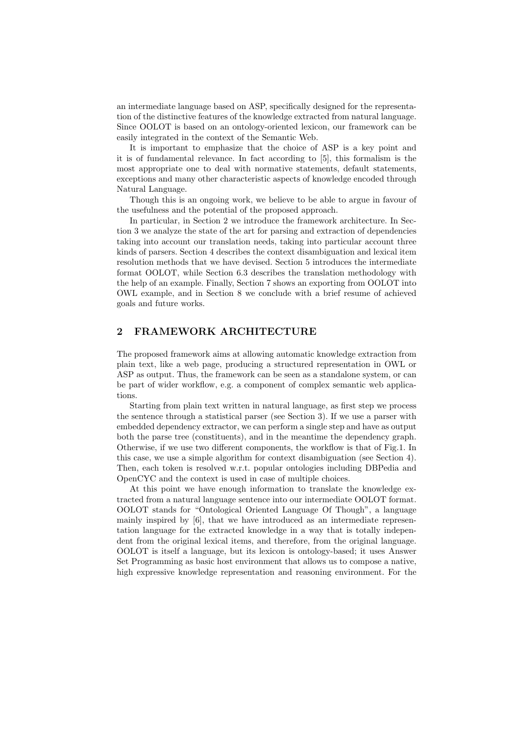an intermediate language based on ASP, specifically designed for the representation of the distinctive features of the knowledge extracted from natural language. Since OOLOT is based on an ontology-oriented lexicon, our framework can be easily integrated in the context of the Semantic Web.

It is important to emphasize that the choice of ASP is a key point and it is of fundamental relevance. In fact according to [5], this formalism is the most appropriate one to deal with normative statements, default statements, exceptions and many other characteristic aspects of knowledge encoded through Natural Language.

Though this is an ongoing work, we believe to be able to argue in favour of the usefulness and the potential of the proposed approach.

In particular, in Section 2 we introduce the framework architecture. In Section 3 we analyze the state of the art for parsing and extraction of dependencies taking into account our translation needs, taking into particular account three kinds of parsers. Section 4 describes the context disambiguation and lexical item resolution methods that we have devised. Section 5 introduces the intermediate format OOLOT, while Section 6.3 describes the translation methodology with the help of an example. Finally, Section 7 shows an exporting from OOLOT into OWL example, and in Section 8 we conclude with a brief resume of achieved goals and future works.

## 2 FRAMEWORK ARCHITECTURE

The proposed framework aims at allowing automatic knowledge extraction from plain text, like a web page, producing a structured representation in OWL or ASP as output. Thus, the framework can be seen as a standalone system, or can be part of wider workflow, e.g. a component of complex semantic web applications.

Starting from plain text written in natural language, as first step we process the sentence through a statistical parser (see Section 3). If we use a parser with embedded dependency extractor, we can perform a single step and have as output both the parse tree (constituents), and in the meantime the dependency graph. Otherwise, if we use two different components, the workflow is that of Fig.1. In this case, we use a simple algorithm for context disambiguation (see Section 4). Then, each token is resolved w.r.t. popular ontologies including DBPedia and OpenCYC and the context is used in case of multiple choices.

At this point we have enough information to translate the knowledge extracted from a natural language sentence into our intermediate OOLOT format. OOLOT stands for "Ontological Oriented Language Of Though", a language mainly inspired by [6], that we have introduced as an intermediate representation language for the extracted knowledge in a way that is totally independent from the original lexical items, and therefore, from the original language. OOLOT is itself a language, but its lexicon is ontology-based; it uses Answer Set Programming as basic host environment that allows us to compose a native, high expressive knowledge representation and reasoning environment. For the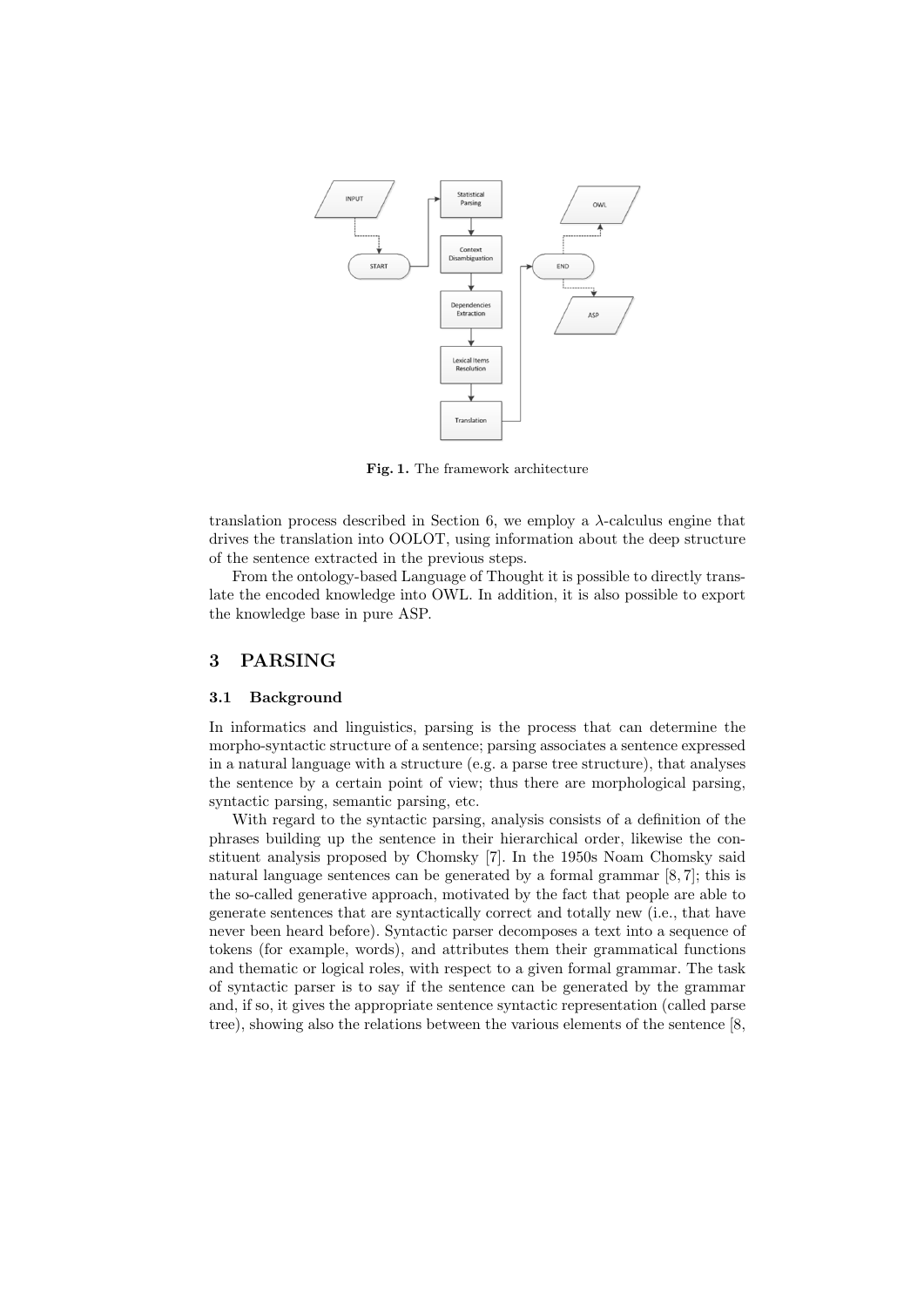Fig. 1. The framework architecture

translation process described in Section 6, we employ a $\lambda$-calculus engine that drives the translation into OOLOT, using information about the deep structure of the sentence extracted in the previous steps.

From the ontology-based Language of Thought it is possible to directly translate the encoded knowledge into OWL. In addition, it is also possible to export the knowledge base in pure ASP.

## 3 PARSING

### 3.1 Background

In informatics and linguistics, parsing is the process that can determine the morpho-syntactic structure of a sentence; parsing associates a sentence expressed in a natural language with a structure (e.g. a parse tree structure), that analyses the sentence by a certain point of view; thus there are morphological parsing, syntactic parsing, semantic parsing, etc.

With regard to the syntactic parsing, analysis consists of a definition of the phrases building up the sentence in their hierarchical order, likewise the constituent analysis proposed by Chomsky [7]. In the 1950s Noam Chomsky said natural language sentences can be generated by a formal grammar [8, 7]; this is the so-called generative approach, motivated by the fact that people are able to generate sentences that are syntactically correct and totally new (i.e., that have never been heard before). Syntactic parser decomposes a text into a sequence of tokens (for example, words), and attributes them their grammatical functions and thematic or logical roles, with respect to a given formal grammar. The task of syntactic parser is to say if the sentence can be generated by the grammar and, if so, it gives the appropriate sentence syntactic representation (called parse tree), showing also the relations between the various elements of the sentence [8,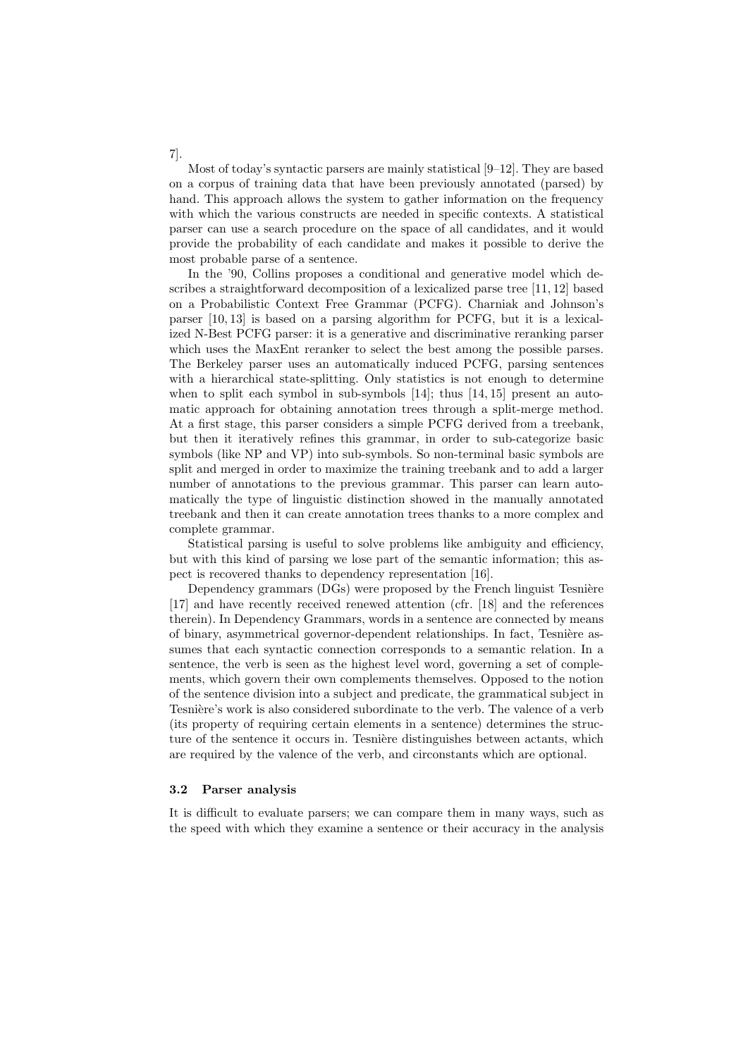7].

Most of today's syntactic parsers are mainly statistical [9–12]. They are based on a corpus of training data that have been previously annotated (parsed) by hand. This approach allows the system to gather information on the frequency with which the various constructs are needed in specific contexts. A statistical parser can use a search procedure on the space of all candidates, and it would provide the probability of each candidate and makes it possible to derive the most probable parse of a sentence.

In the '90, Collins proposes a conditional and generative model which describes a straightforward decomposition of a lexicalized parse tree [11, 12] based on a Probabilistic Context Free Grammar (PCFG). Charniak and Johnson's parser [10, 13] is based on a parsing algorithm for PCFG, but it is a lexicalized N-Best PCFG parser: it is a generative and discriminative reranking parser which uses the MaxEnt reranker to select the best among the possible parses. The Berkeley parser uses an automatically induced PCFG, parsing sentences with a hierarchical state-splitting. Only statistics is not enough to determine when to split each symbol in sub-symbols [14]; thus [14, 15] present an automatic approach for obtaining annotation trees through a split-merge method. At a first stage, this parser considers a simple PCFG derived from a treebank, but then it iteratively refines this grammar, in order to sub-categorize basic symbols (like NP and VP) into sub-symbols. So non-terminal basic symbols are split and merged in order to maximize the training treebank and to add a larger number of annotations to the previous grammar. This parser can learn automatically the type of linguistic distinction showed in the manually annotated treebank and then it can create annotation trees thanks to a more complex and complete grammar.

Statistical parsing is useful to solve problems like ambiguity and efficiency, but with this kind of parsing we lose part of the semantic information; this aspect is recovered thanks to dependency representation [16].

Dependency grammars (DGs) were proposed by the French linguist Tesnière [17] and have recently received renewed attention (cfr. [18] and the references therein). In Dependency Grammars, words in a sentence are connected by means of binary, asymmetrical governor-dependent relationships. In fact, Tesnière assumes that each syntactic connection corresponds to a semantic relation. In a sentence, the verb is seen as the highest level word, governing a set of complements, which govern their own complements themselves. Opposed to the notion of the sentence division into a subject and predicate, the grammatical subject in Tesnière's work is also considered subordinate to the verb. The valence of a verb (its property of requiring certain elements in a sentence) determines the structure of the sentence it occurs in. Tesnière distinguishes between actants, which are required by the valence of the verb, and circonstants which are optional.

### 3.2 Parser analysis

It is difficult to evaluate parsers; we can compare them in many ways, such as the speed with which they examine a sentence or their accuracy in the analysis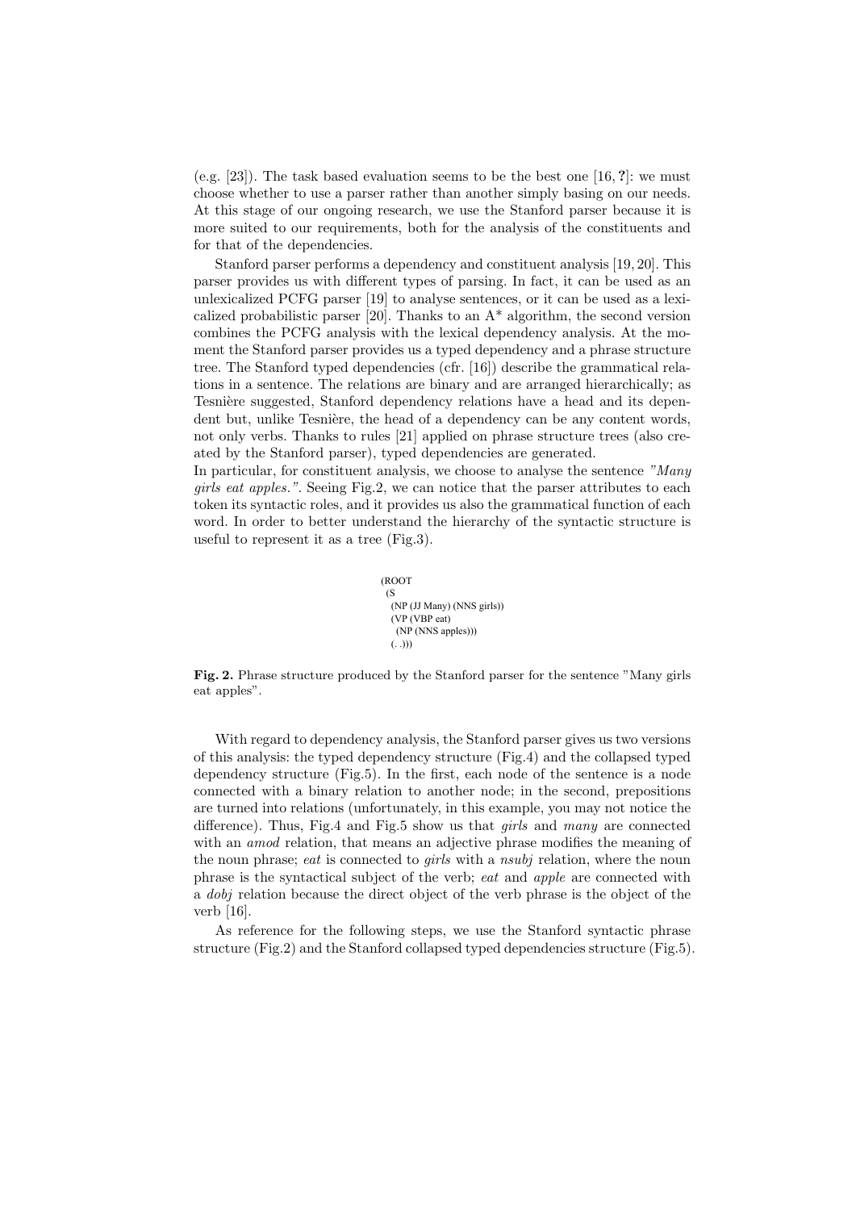(e.g. [23]). The task based evaluation seems to be the best one [16, ?]: we must choose whether to use a parser rather than another simply basing on our needs. At this stage of our ongoing research, we use the Stanford parser because it is more suited to our requirements, both for the analysis of the constituents and for that of the dependencies.

Stanford parser performs a dependency and constituent analysis [19, 20]. This parser provides us with different types of parsing. In fact, it can be used as an unlexicalized PCFG parser [19] to analyse sentences, or it can be used as a lexicalized probabilistic parser [20]. Thanks to an A* algorithm, the second version combines the PCFG analysis with the lexical dependency analysis. At the moment the Stanford parser provides us a typed dependency and a phrase structure tree. The Stanford typed dependencies (cfr. [16]) describe the grammatical relations in a sentence. The relations are binary and are arranged hierarchically; as Tesnière suggested, Stanford dependency relations have a head and its dependent but, unlike Tesnière, the head of a dependency can be any content words, not only verbs. Thanks to rules [21] applied on phrase structure trees (also created by the Stanford parser), typed dependencies are generated.
In particular, for constituent analysis, we choose to analyse the sentence *"Many girls eat apples."*. Seeing Fig.2, we can notice that the parser attributes to each token its syntactic roles, and it provides us also the grammatical function of each word. In order to better understand the hierarchy of the syntactic structure is useful to represent it as a tree (Fig.3).

```
(ROOT
  (S
    (NP (JJ Many) (NNS girls))
    (VP (VBP eat)
      (NP (NNS apples)))
    (. .)))
```

**Fig. 2.** Phrase structure produced by the Stanford parser for the sentence "Many girls eat apples".

With regard to dependency analysis, the Stanford parser gives us two versions of this analysis: the typed dependency structure (Fig.4) and the collapsed typed dependency structure (Fig.5). In the first, each node of the sentence is a node connected with a binary relation to another node; in the second, prepositions are turned into relations (unfortunately, in this example, you may not notice the difference). Thus, Fig.4 and Fig.5 show us that *girls* and *many* are connected with an *amod* relation, that means an adjective phrase modifies the meaning of the noun phrase; *eat* is connected to *girls* with a *nsubj* relation, where the noun phrase is the syntactical subject of the verb; *eat* and *apple* are connected with a *dobj* relation because the direct object of the verb phrase is the object of the verb [16].

As reference for the following steps, we use the Stanford syntactic phrase structure (Fig.2) and the Stanford collapsed typed dependencies structure (Fig.5).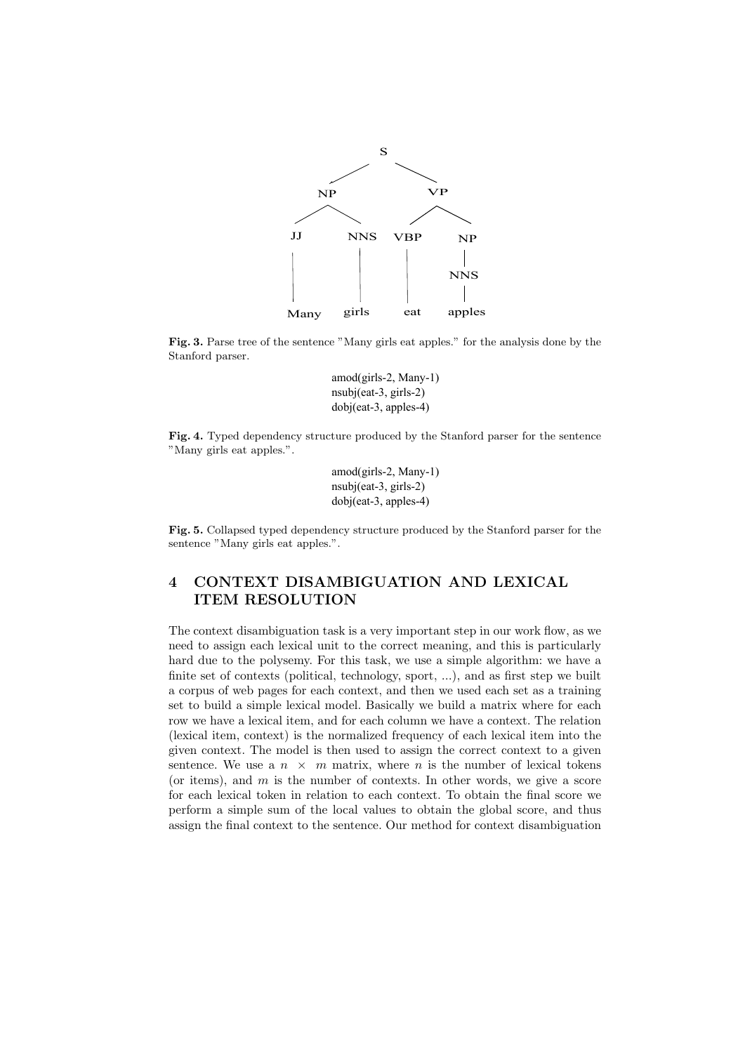Fig. 3. Parse tree of the sentence "Many girls eat apples." for the analysis done by the Stanford parser.

```
amod(girls-2, Many-1)
nsubj(eat-3, girls-2)
dobj(eat-3, apples-4)
```

**Fig. 4.** Typed dependency structure produced by the Stanford parser for the sentence "Many girls eat apples.".

```
amod(girls-2, Many-1)
nsubj(eat-3, girls-2)
dobj(eat-3, apples-4)
```

**Fig. 5.** Collapsed typed dependency structure produced by the Stanford parser for the sentence "Many girls eat apples.".

## 4 CONTEXT DISAMBIGUATION AND LEXICAL ITEM RESOLUTION

The context disambiguation task is a very important step in our work flow, as we need to assign each lexical unit to the correct meaning, and this is particularly hard due to the polysemy. For this task, we use a simple algorithm: we have a finite set of contexts (political, technology, sport, ...), and as first step we built a corpus of web pages for each context, and then we used each set as a training set to build a simple lexical model. Basically we build a matrix where for each row we have a lexical item, and for each column we have a context. The relation (lexical item, context) is the normalized frequency of each lexical item into the given context. The model is then used to assign the correct context to a given sentence. We use a $n \times m$ matrix, where $n$ is the number of lexical tokens (or items), and $m$ is the number of contexts. In other words, we give a score for each lexical token in relation to each context. To obtain the final score we perform a simple sum of the local values to obtain the global score, and thus assign the final context to the sentence. Our method for context disambiguation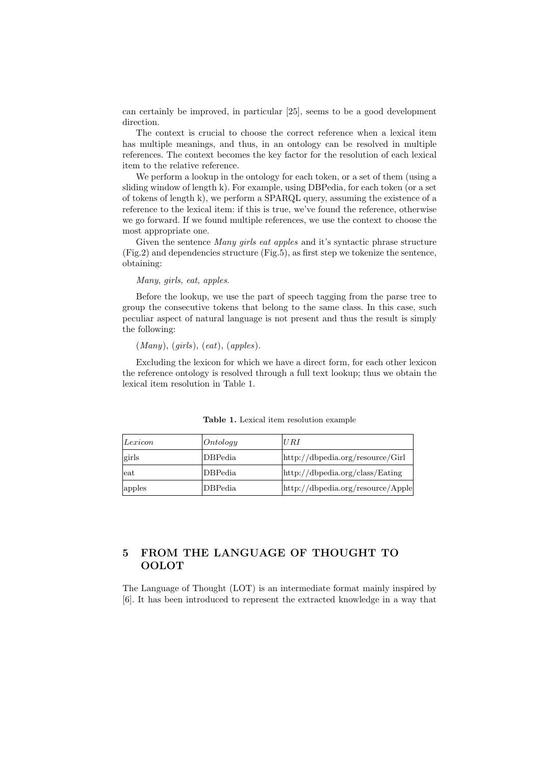can certainly be improved, in particular [25], seems to be a good development direction.

The context is crucial to choose the correct reference when a lexical item has multiple meanings, and thus, in an ontology can be resolved in multiple references. The context becomes the key factor for the resolution of each lexical item to the relative reference.

We perform a lookup in the ontology for each token, or a set of them (using a sliding window of length k). For example, using DBPedia, for each token (or a set of tokens of length k), we perform a SPARQL query, assuming the existence of a reference to the lexical item: if this is true, we've found the reference, otherwise we go forward. If we found multiple references, we use the context to choose the most appropriate one.

Given the sentence *Many girls eat apples* and it's syntactic phrase structure (Fig.2) and dependencies structure (Fig.5), as first step we tokenize the sentence, obtaining:

*Many*, *girls*, *eat*, *apples*.

Before the lookup, we use the part of speech tagging from the parse tree to group the consecutive tokens that belong to the same class. In this case, such peculiar aspect of natural language is not present and thus the result is simply the following:

(*Many*), (*girls*), (*eat*), (*apples*).

Excluding the lexicon for which we have a direct form, for each other lexicon the reference ontology is resolved through a full text lookup; thus we obtain the lexical item resolution in Table 1.

**Table 1.** Lexical item resolution example

| *Lexicon* | *Ontology* | *URI* |
|---|---|---|
| girls | DBPedia | http://dbpedia.org/resource/Girl |
| eat | DBPedia | http://dbpedia.org/class/Eating |
| apples | DBPedia | http://dbpedia.org/resource/Apple |

## 5 FROM THE LANGUAGE OF THOUGHT TO OOLOT

The Language of Thought (LOT) is an intermediate format mainly inspired by [6]. It has been introduced to represent the extracted knowledge in a way that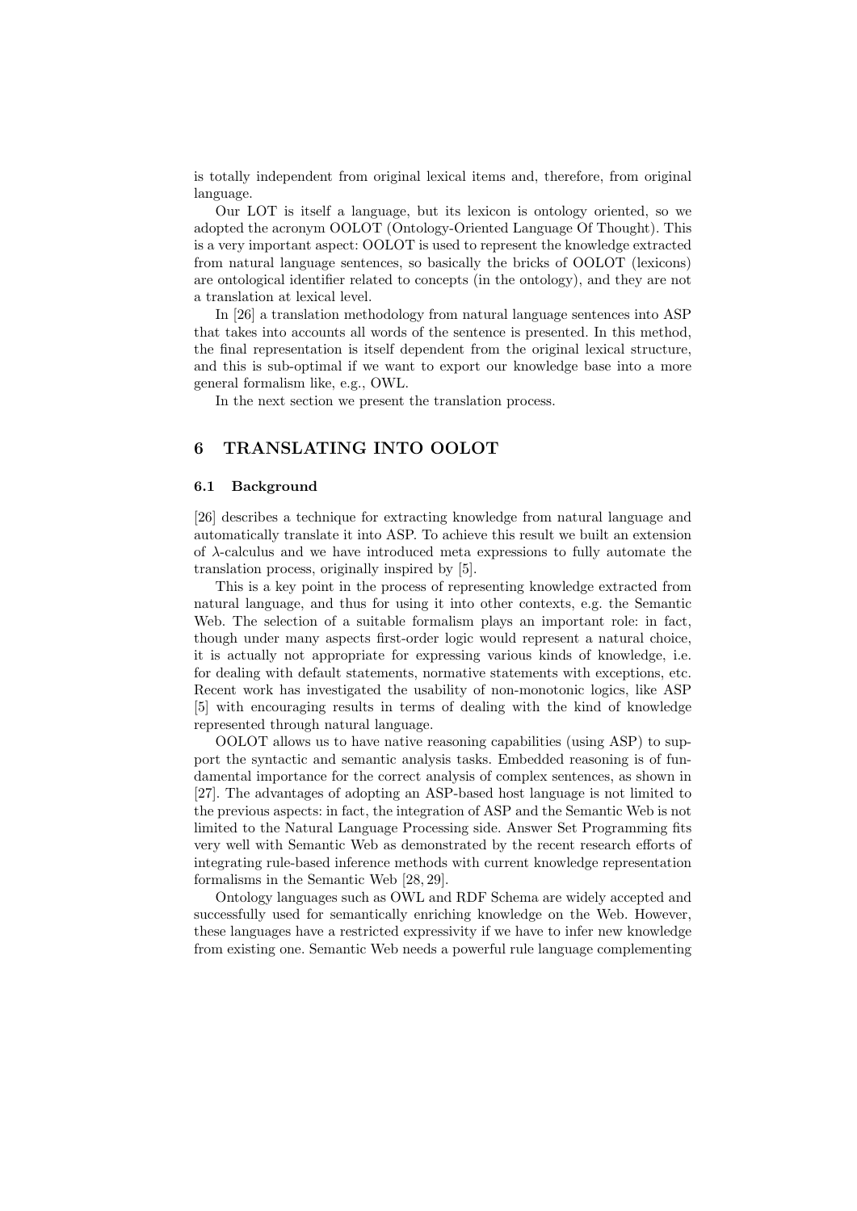is totally independent from original lexical items and, therefore, from original language.

Our LOT is itself a language, but its lexicon is ontology oriented, so we adopted the acronym OOLOT (Ontology-Oriented Language Of Thought). This is a very important aspect: OOLOT is used to represent the knowledge extracted from natural language sentences, so basically the bricks of OOLOT (lexicons) are ontological identifier related to concepts (in the ontology), and they are not a translation at lexical level.

In [26] a translation methodology from natural language sentences into ASP that takes into accounts all words of the sentence is presented. In this method, the final representation is itself dependent from the original lexical structure, and this is sub-optimal if we want to export our knowledge base into a more general formalism like, e.g., OWL.

In the next section we present the translation process.

## 6 TRANSLATING INTO OOLOT

### 6.1 Background

[26] describes a technique for extracting knowledge from natural language and automatically translate it into ASP. To achieve this result we built an extension of $\lambda$-calculus and we have introduced meta expressions to fully automate the translation process, originally inspired by [5].

This is a key point in the process of representing knowledge extracted from natural language, and thus for using it into other contexts, e.g. the Semantic Web. The selection of a suitable formalism plays an important role: in fact, though under many aspects first-order logic would represent a natural choice, it is actually not appropriate for expressing various kinds of knowledge, i.e. for dealing with default statements, normative statements with exceptions, etc. Recent work has investigated the usability of non-monotonic logics, like ASP [5] with encouraging results in terms of dealing with the kind of knowledge represented through natural language.

OOLOT allows us to have native reasoning capabilities (using ASP) to support the syntactic and semantic analysis tasks. Embedded reasoning is of fundamental importance for the correct analysis of complex sentences, as shown in [27]. The advantages of adopting an ASP-based host language is not limited to the previous aspects: in fact, the integration of ASP and the Semantic Web is not limited to the Natural Language Processing side. Answer Set Programming fits very well with Semantic Web as demonstrated by the recent research efforts of integrating rule-based inference methods with current knowledge representation formalisms in the Semantic Web [28, 29].

Ontology languages such as OWL and RDF Schema are widely accepted and successfully used for semantically enriching knowledge on the Web. However, these languages have a restricted expressivity if we have to infer new knowledge from existing one. Semantic Web needs a powerful rule language complementing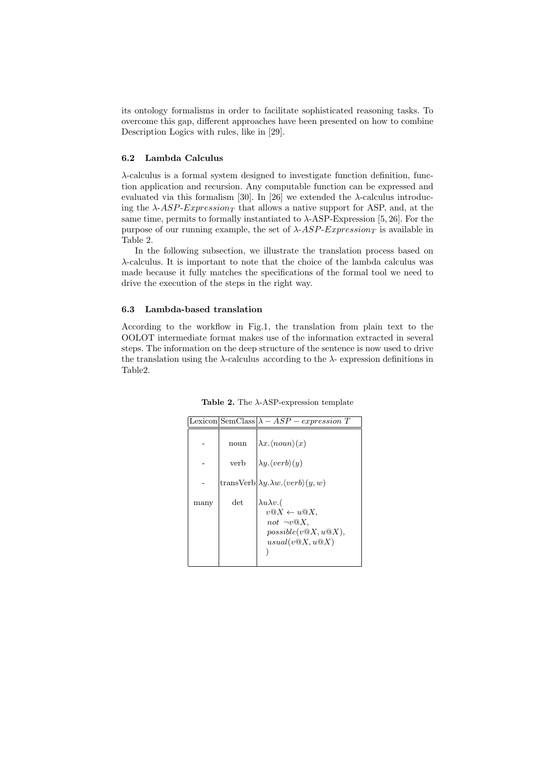its ontology formalisms in order to facilitate sophisticated reasoning tasks. To overcome this gap, different approaches have been presented on how to combine Description Logics with rules, like in [29].

### 6.2 Lambda Calculus

$\lambda$-calculus is a formal system designed to investigate function definition, function application and recursion. Any computable function can be expressed and evaluated via this formalism [30]. In [26] we extended the $\lambda$-calculus introducing the $\lambda$-$ASP$-$Expression_T$ that allows a native support for ASP, and, at the same time, permits to formally instantiated to $\lambda$-ASP-Expression [5, 26]. For the purpose of our running example, the set of $\lambda$-$ASP$-$Expression_T$ is available in Table 2.

In the following subsection, we illustrate the translation process based on $\lambda$-calculus. It is important to note that the choice of the lambda calculus was made because it fully matches the specifications of the formal tool we need to drive the execution of the steps in the right way.

### 6.3 Lambda-based translation

According to the workflow in Fig.1, the translation from plain text to the OOLOT intermediate format makes use of the information extracted in several steps. The information on the deep structure of the sentence is now used to drive the translation using the $\lambda$-calculus according to the $\lambda$- expression definitions in Table2.

**Table 2.** The $\lambda$-ASP-expression template

| Lexicon | SemClass | $\lambda - ASP - expression\ T$ |
|---|---|---|
| - | noun | $\lambda x.\langle noun\rangle(x)$ |
| - | verb | $\lambda y.\langle verb\rangle(y)$ |
| - | transVerb | $\lambda y.\lambda w.\langle verb\rangle(y, w)$ |
| many | det | $\lambda u \lambda v.($ $v@X \leftarrow u@X,$ $not\ \neg v@X,$ $possible(v@X, u@X),$ $usual(v@X, u@X)$ $)$ |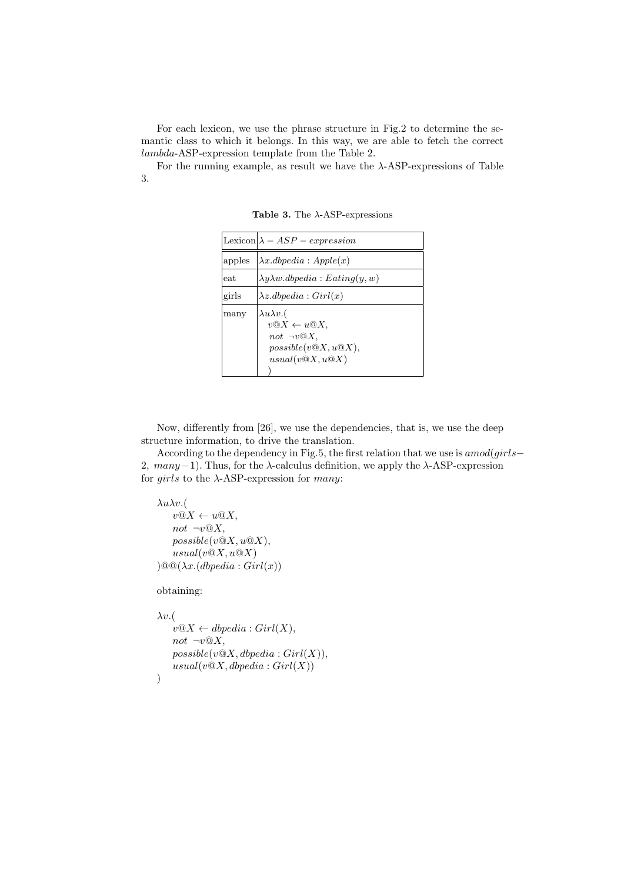For each lexicon, we use the phrase structure in Fig.2 to determine the semantic class to which it belongs. In this way, we are able to fetch the correct *lambda*-ASP-expression template from the Table 2.

For the running example, as result we have the λ-ASP-expressions of Table 3.

**Table 3.** The λ-ASP-expressions

| Lexicon | $\lambda - ASP - expression$ |
|---|---|
| apples | $\lambda x.dbpedia : Apple(x)$ |
| eat | $\lambda y \lambda w.dbpedia : Eating(y, w)$ |
| girls | $\lambda z.dbpedia : Girl(x)$ |
| many | $\lambda u \lambda v.($ $v@X \leftarrow u@X,$ $not\ \neg v@X,$ $possible(v@X, u@X),$ $usual(v@X, u@X)$ $)$ |

Now, differently from [26], we use the dependencies, that is, we use the deep structure information, to drive the translation.

According to the dependency in Fig.5, the first relation that we use is $amod(girls-2,\ many-1)$. Thus, for the λ-calculus definition, we apply the λ-ASP-expression for $girls$ to the λ-ASP-expression for $many$:

$$
\begin{array}{l}
\lambda u \lambda v.( \\
\quad v@X \leftarrow u@X, \\
\quad not\ \neg v@X, \\
\quad possible(v@X, u@X), \\
\quad usual(v@X, u@X) \\
)@@(\lambda x.(dbpedia : Girl(x))
\end{array}
$$

obtaining:

$$
\begin{array}{l}
\lambda v.( \\
\quad v@X \leftarrow dbpedia : Girl(X), \\
\quad not\ \neg v@X, \\
\quad possible(v@X, dbpedia : Girl(X)), \\
\quad usual(v@X, dbpedia : Girl(X)) \\
)
\end{array}
$$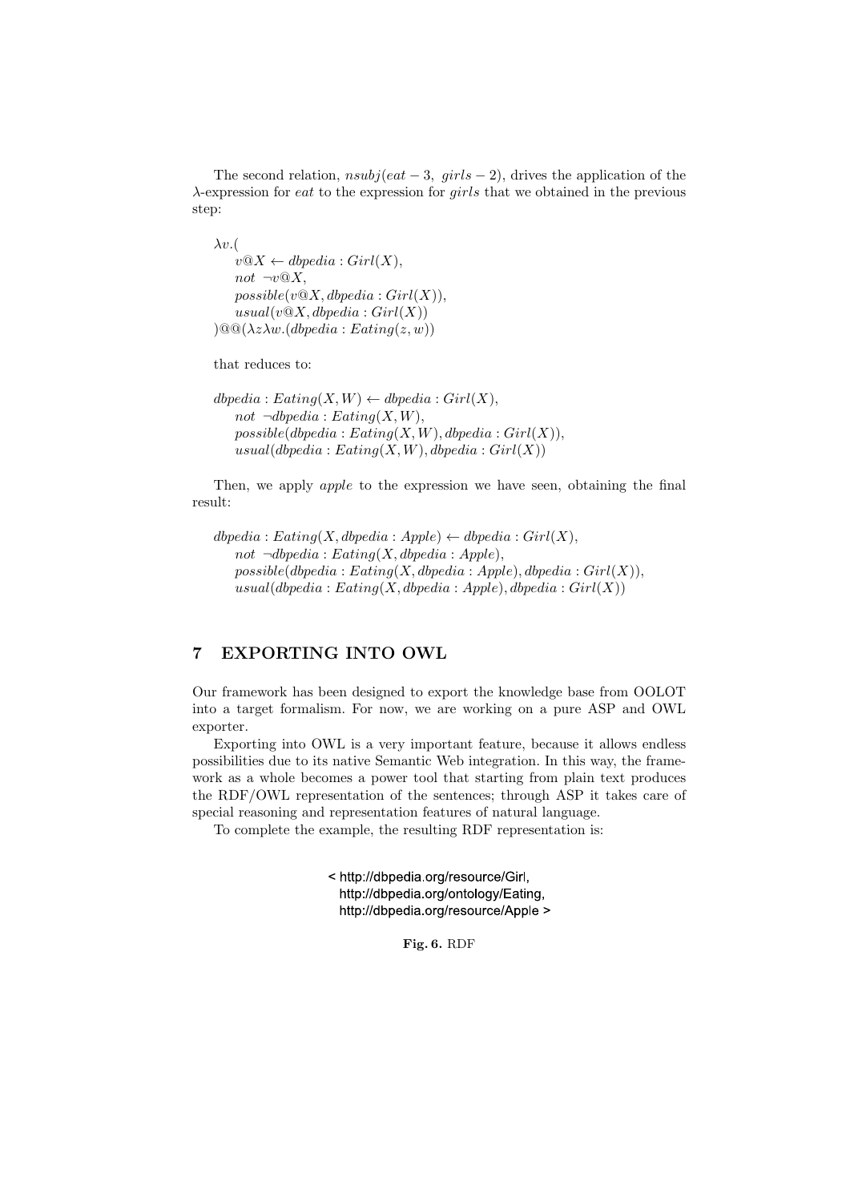The second relation, $nsubj(eat-3,\ girls-2)$, drives the application of the $\lambda$-expression for *eat* to the expression for *girls* that we obtained in the previous step:

$$
\begin{aligned}
&\lambda v.( \\
&\quad v@X \leftarrow dbpedia: Girl(X), \\
&\quad not\ \neg v@X, \\
&\quad possible(v@X, dbpedia: Girl(X)), \\
&\quad usual(v@X, dbpedia: Girl(X)) \\
&)@@(\lambda z \lambda w.(dbpedia: Eating(z, w))
\end{aligned}
$$

that reduces to:

$$
\begin{aligned}
&dbpedia: Eating(X, W) \leftarrow dbpedia: Girl(X), \\
&\quad not\ \neg dbpedia: Eating(X, W), \\
&\quad possible(dbpedia: Eating(X, W), dbpedia: Girl(X)), \\
&\quad usual(dbpedia: Eating(X, W), dbpedia: Girl(X))
\end{aligned}
$$

Then, we apply *apple* to the expression we have seen, obtaining the final result:

$$
\begin{aligned}
&dbpedia: Eating(X, dbpedia: Apple) \leftarrow dbpedia: Girl(X), \\
&\quad not\ \neg dbpedia: Eating(X, dbpedia: Apple), \\
&\quad possible(dbpedia: Eating(X, dbpedia: Apple), dbpedia: Girl(X)), \\
&\quad usual(dbpedia: Eating(X, dbpedia: Apple), dbpedia: Girl(X))
\end{aligned}
$$

## 7 EXPORTING INTO OWL

Our framework has been designed to export the knowledge base from OOLOT into a target formalism. For now, we are working on a pure ASP and OWL exporter.

Exporting into OWL is a very important feature, because it allows endless possibilities due to its native Semantic Web integration. In this way, the framework as a whole becomes a power tool that starting from plain text produces the RDF/OWL representation of the sentences; through ASP it takes care of special reasoning and representation features of natural language.

To complete the example, the resulting RDF representation is:

```
< http://dbpedia.org/resource/Girl,
  http://dbpedia.org/ontology/Eating,
  http://dbpedia.org/resource/Apple >
```

**Fig. 6.** RDF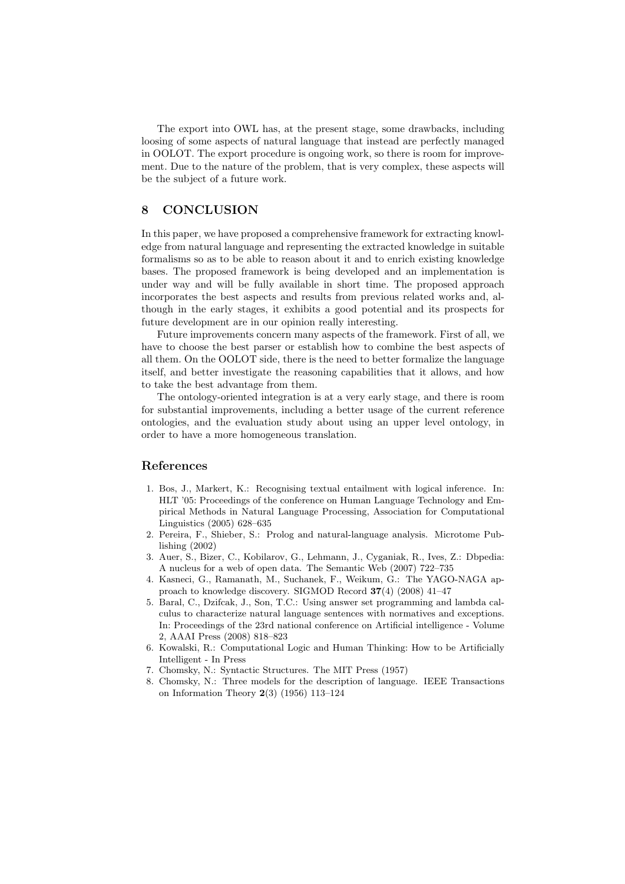The export into OWL has, at the present stage, some drawbacks, including loosing of some aspects of natural language that instead are perfectly managed in OOLOT. The export procedure is ongoing work, so there is room for improvement. Due to the nature of the problem, that is very complex, these aspects will be the subject of a future work.

## 8 CONCLUSION

In this paper, we have proposed a comprehensive framework for extracting knowledge from natural language and representing the extracted knowledge in suitable formalisms so as to be able to reason about it and to enrich existing knowledge bases. The proposed framework is being developed and an implementation is under way and will be fully available in short time. The proposed approach incorporates the best aspects and results from previous related works and, although in the early stages, it exhibits a good potential and its prospects for future development are in our opinion really interesting.

Future improvements concern many aspects of the framework. First of all, we have to choose the best parser or establish how to combine the best aspects of all them. On the OOLOT side, there is the need to better formalize the language itself, and better investigate the reasoning capabilities that it allows, and how to take the best advantage from them.

The ontology-oriented integration is at a very early stage, and there is room for substantial improvements, including a better usage of the current reference ontologies, and the evaluation study about using an upper level ontology, in order to have a more homogeneous translation.

## References

1. Bos, J., Markert, K.: Recognising textual entailment with logical inference. In: HLT '05: Proceedings of the conference on Human Language Technology and Empirical Methods in Natural Language Processing, Association for Computational Linguistics (2005) 628–635
2. Pereira, F., Shieber, S.: Prolog and natural-language analysis. Microtome Publishing (2002)
3. Auer, S., Bizer, C., Kobilarov, G., Lehmann, J., Cyganiak, R., Ives, Z.: Dbpedia: A nucleus for a web of open data. The Semantic Web (2007) 722–735
4. Kasneci, G., Ramanath, M., Suchanek, F., Weikum, G.: The YAGO-NAGA approach to knowledge discovery. SIGMOD Record **37**(4) (2008) 41–47
5. Baral, C., Dzifcak, J., Son, T.C.: Using answer set programming and lambda calculus to characterize natural language sentences with normatives and exceptions. In: Proceedings of the 23rd national conference on Artificial intelligence - Volume 2, AAAI Press (2008) 818–823
6. Kowalski, R.: Computational Logic and Human Thinking: How to be Artificially Intelligent - In Press
7. Chomsky, N.: Syntactic Structures. The MIT Press (1957)
8. Chomsky, N.: Three models for the description of language. IEEE Transactions on Information Theory **2**(3) (1956) 113–124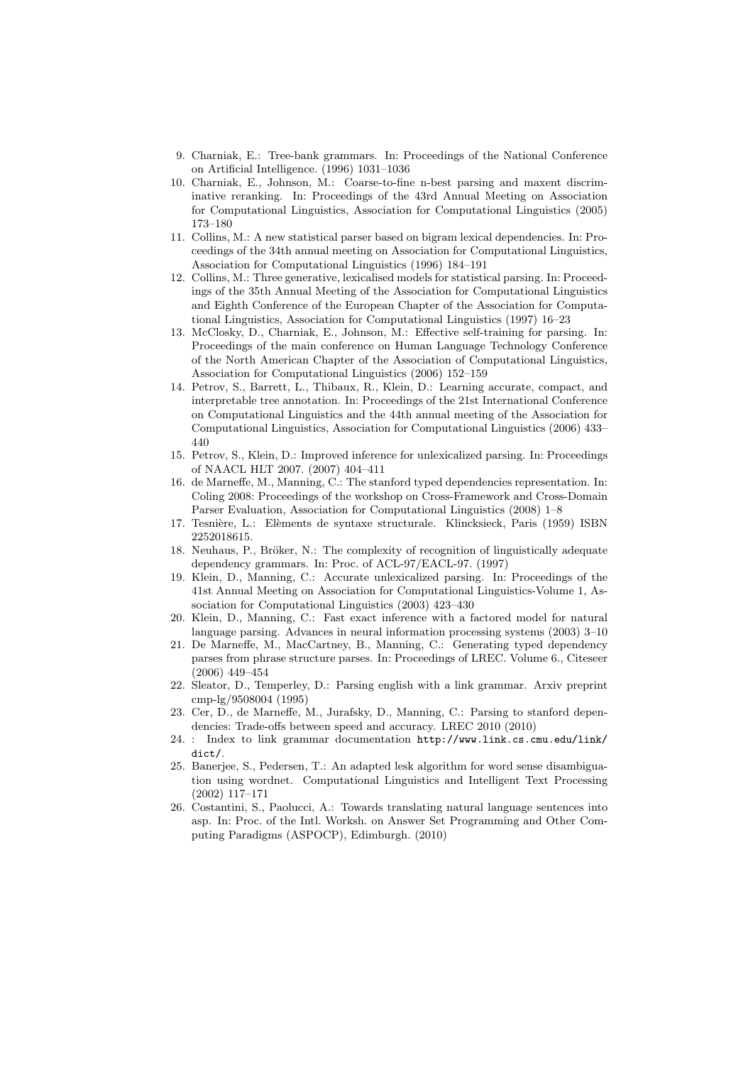9. Charniak, E.: Tree-bank grammars. In: Proceedings of the National Conference on Artificial Intelligence. (1996) 1031–1036
10. Charniak, E., Johnson, M.: Coarse-to-fine n-best parsing and maxent discriminative reranking. In: Proceedings of the 43rd Annual Meeting on Association for Computational Linguistics, Association for Computational Linguistics (2005) 173–180
11. Collins, M.: A new statistical parser based on bigram lexical dependencies. In: Proceedings of the 34th annual meeting on Association for Computational Linguistics, Association for Computational Linguistics (1996) 184–191
12. Collins, M.: Three generative, lexicalised models for statistical parsing. In: Proceedings of the 35th Annual Meeting of the Association for Computational Linguistics and Eighth Conference of the European Chapter of the Association for Computational Linguistics, Association for Computational Linguistics (1997) 16–23
13. McClosky, D., Charniak, E., Johnson, M.: Effective self-training for parsing. In: Proceedings of the main conference on Human Language Technology Conference of the North American Chapter of the Association of Computational Linguistics, Association for Computational Linguistics (2006) 152–159
14. Petrov, S., Barrett, L., Thibaux, R., Klein, D.: Learning accurate, compact, and interpretable tree annotation. In: Proceedings of the 21st International Conference on Computational Linguistics and the 44th annual meeting of the Association for Computational Linguistics, Association for Computational Linguistics (2006) 433–440
15. Petrov, S., Klein, D.: Improved inference for unlexicalized parsing. In: Proceedings of NAACL HLT 2007. (2007) 404–411
16. de Marneffe, M., Manning, C.: The stanford typed dependencies representation. In: Coling 2008: Proceedings of the workshop on Cross-Framework and Cross-Domain Parser Evaluation, Association for Computational Linguistics (2008) 1–8
17. Tesnière, L.: Elèments de syntaxe structurale. Klincksieck, Paris (1959) ISBN 2252018615.
18. Neuhaus, P., Bröker, N.: The complexity of recognition of linguistically adequate dependency grammars. In: Proc. of ACL-97/EACL-97. (1997)
19. Klein, D., Manning, C.: Accurate unlexicalized parsing. In: Proceedings of the 41st Annual Meeting on Association for Computational Linguistics-Volume 1, Association for Computational Linguistics (2003) 423–430
20. Klein, D., Manning, C.: Fast exact inference with a factored model for natural language parsing. Advances in neural information processing systems (2003) 3–10
21. De Marneffe, M., MacCartney, B., Manning, C.: Generating typed dependency parses from phrase structure parses. In: Proceedings of LREC. Volume 6., Citeseer (2006) 449–454
22. Sleator, D., Temperley, D.: Parsing english with a link grammar. Arxiv preprint cmp-lg/9508004 (1995)
23. Cer, D., de Marneffe, M., Jurafsky, D., Manning, C.: Parsing to stanford dependencies: Trade-offs between speed and accuracy. LREC 2010 (2010)
24. : Index to link grammar documentation http://www.link.cs.cmu.edu/link/dict/.
25. Banerjee, S., Pedersen, T.: An adapted lesk algorithm for word sense disambiguation using wordnet. Computational Linguistics and Intelligent Text Processing (2002) 117–171
26. Costantini, S., Paolucci, A.: Towards translating natural language sentences into asp. In: Proc. of the Intl. Worksh. on Answer Set Programming and Other Computing Paradigms (ASPOCP), Edimburgh. (2010)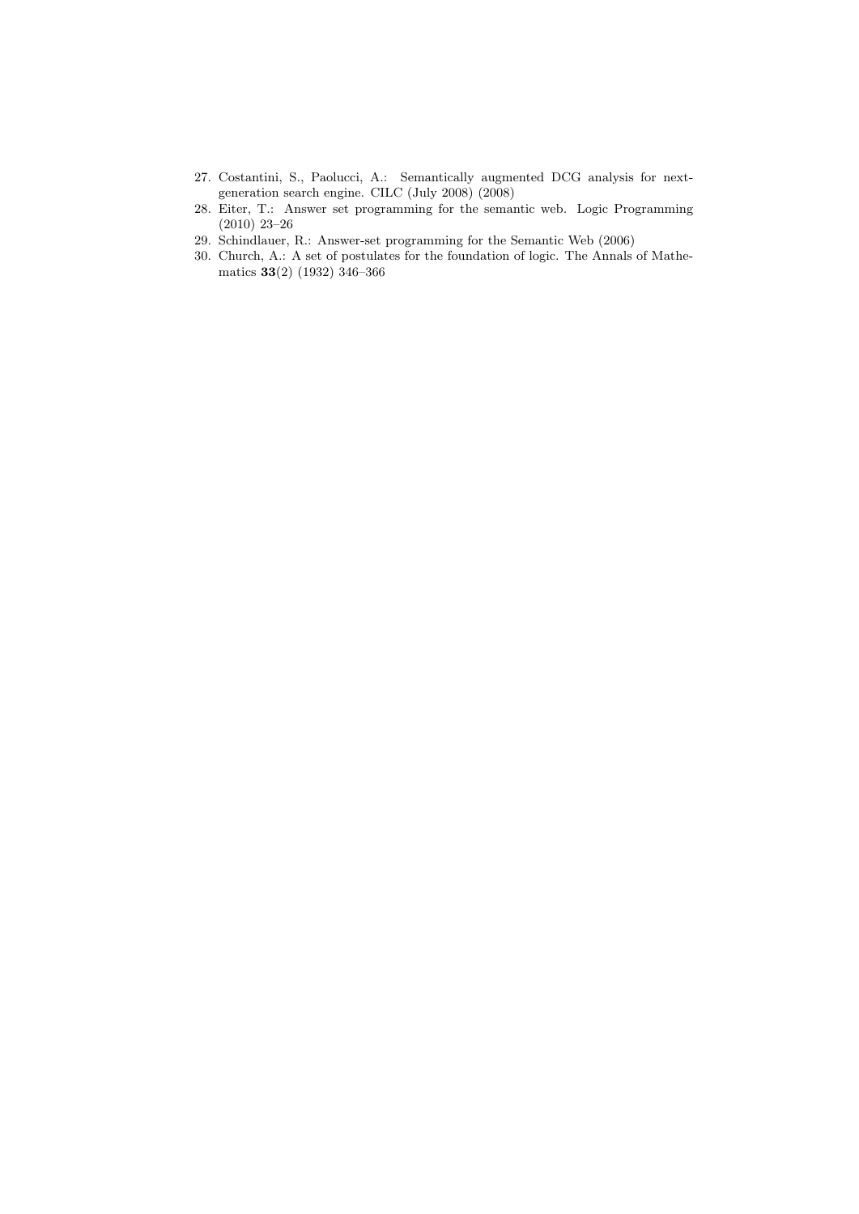27. Costantini, S., Paolucci, A.: Semantically augmented DCG analysis for next-generation search engine. CILC (July 2008) (2008)
28. Eiter, T.: Answer set programming for the semantic web. Logic Programming (2010) 23–26
29. Schindlauer, R.: Answer-set programming for the Semantic Web (2006)
30. Church, A.: A set of postulates for the foundation of logic. The Annals of Mathematics **33**(2) (1932) 346–366